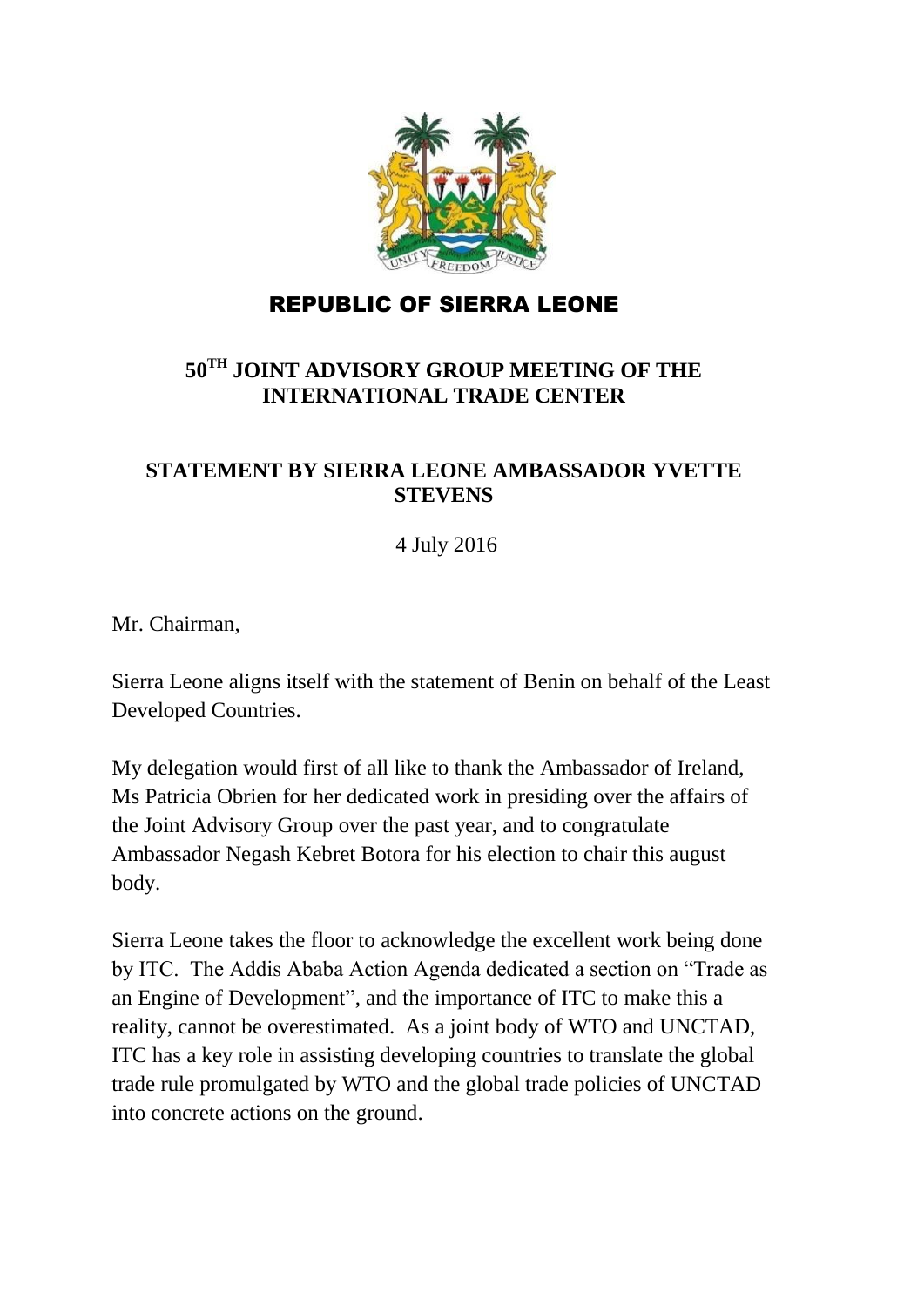# REPUBLIC OF SIERRA LEONE

## 50TH JOINT ADVISORY GROUP MEETING OF THE INTERNATIONAL TRADE CENTER

## STATEMENT BY SIERRA LEONE AMBASSADOR YVETTE STEVENS

4 July 2016

Mr. Chairman,

Sierra Leone aligns itself with the statement of Benin on behalf of the Least Developed Countries.

My delegation would first of all like to thank the Ambassador of Ireland, Ms Patricia Obrien for her dedicated work in presiding over the affairs of the Joint Advisory Group over the past year, and to congratulate Ambassador Negash Kebret Botora for his election to chair this august body.

Sierra Leone takes the floor to acknowledge the excellent work being done by ITC. The Addis Ababa Action Agenda dedicated a section on "Trade as an Engine of Development", and the importance of ITC to make this a reality, cannot be overestimated. As a joint body of WTO and UNCTAD, ITC has a key role in assisting developing countries to translate the global trade rule promulgated by WTO and the global trade policies of UNCTAD into concrete actions on the ground.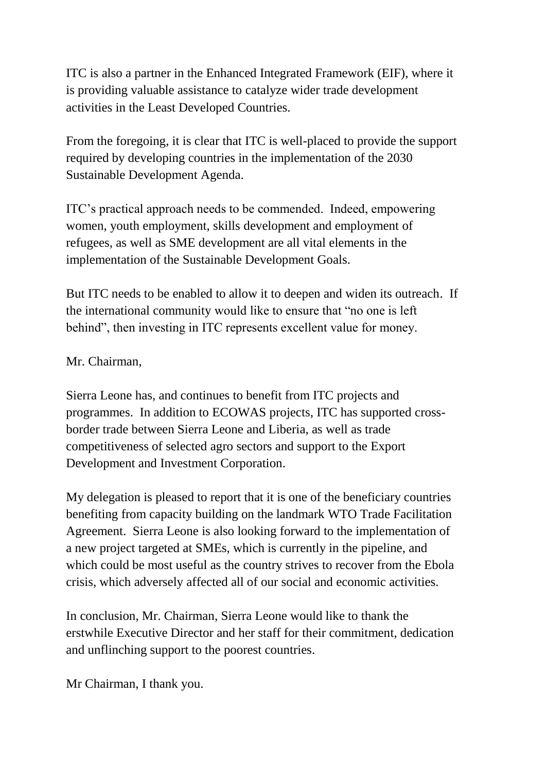ITC is also a partner in the Enhanced Integrated Framework (EIF), where it is providing valuable assistance to catalyze wider trade development activities in the Least Developed Countries.

From the foregoing, it is clear that ITC is well-placed to provide the support required by developing countries in the implementation of the 2030 Sustainable Development Agenda.

ITC's practical approach needs to be commended. Indeed, empowering women, youth employment, skills development and employment of refugees, as well as SME development are all vital elements in the implementation of the Sustainable Development Goals.

But ITC needs to be enabled to allow it to deepen and widen its outreach. If the international community would like to ensure that "no one is left behind", then investing in ITC represents excellent value for money.

Mr. Chairman,

Sierra Leone has, and continues to benefit from ITC projects and programmes. In addition to ECOWAS projects, ITC has supported cross-border trade between Sierra Leone and Liberia, as well as trade competitiveness of selected agro sectors and support to the Export Development and Investment Corporation.

My delegation is pleased to report that it is one of the beneficiary countries benefiting from capacity building on the landmark WTO Trade Facilitation Agreement. Sierra Leone is also looking forward to the implementation of a new project targeted at SMEs, which is currently in the pipeline, and which could be most useful as the country strives to recover from the Ebola crisis, which adversely affected all of our social and economic activities.

In conclusion, Mr. Chairman, Sierra Leone would like to thank the erstwhile Executive Director and her staff for their commitment, dedication and unflinching support to the poorest countries.

Mr Chairman, I thank you.